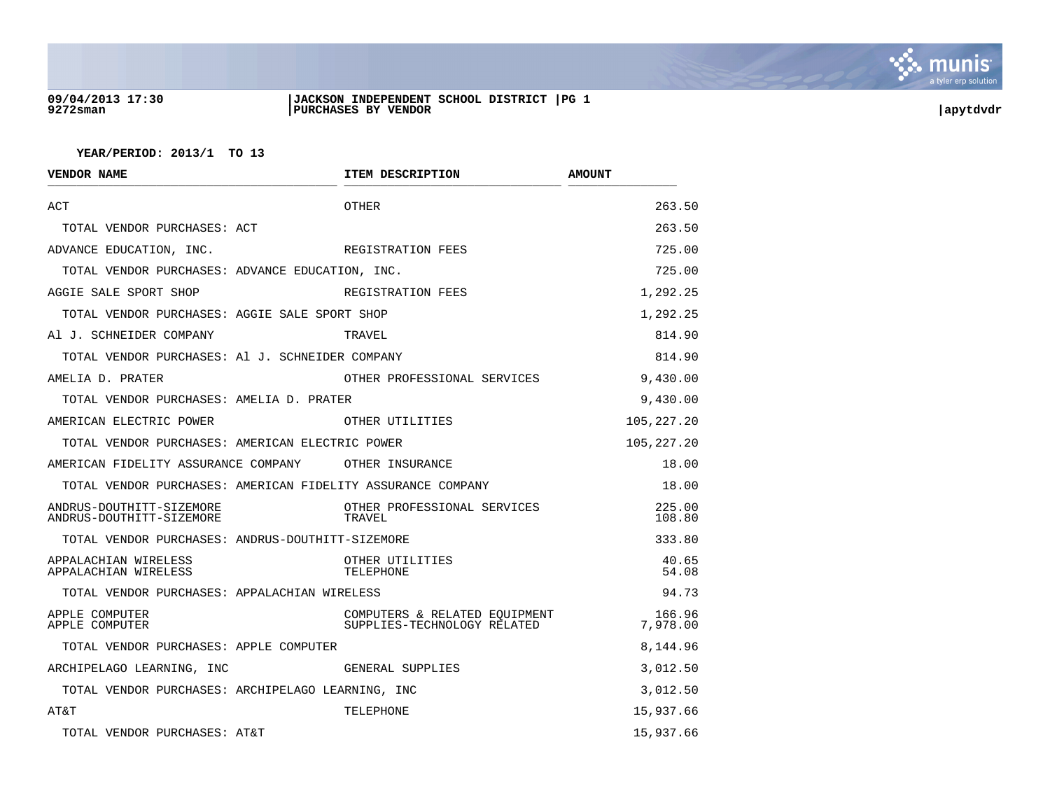09/04/2013 17:30 | JACKSON INDEPENDENT SCHOOL DISTRICT | PG 1
9272sman | PURCHASES BY VENDOR | apytdvdr

**YEAR/PERIOD: 2013/1 TO 13**

| VENDOR NAME | ITEM DESCRIPTION | AMOUNT |
|---|---|---|
| ACT | OTHER | 263.50 |
| TOTAL VENDOR PURCHASES: ACT | | 263.50 |
| ADVANCE EDUCATION, INC. | REGISTRATION FEES | 725.00 |
| TOTAL VENDOR PURCHASES: ADVANCE EDUCATION, INC. | | 725.00 |
| AGGIE SALE SPORT SHOP | REGISTRATION FEES | 1,292.25 |
| TOTAL VENDOR PURCHASES: AGGIE SALE SPORT SHOP | | 1,292.25 |
| Al J. SCHNEIDER COMPANY | TRAVEL | 814.90 |
| TOTAL VENDOR PURCHASES: Al J. SCHNEIDER COMPANY | | 814.90 |
| AMELIA D. PRATER | OTHER PROFESSIONAL SERVICES | 9,430.00 |
| TOTAL VENDOR PURCHASES: AMELIA D. PRATER | | 9,430.00 |
| AMERICAN ELECTRIC POWER | OTHER UTILITIES | 105,227.20 |
| TOTAL VENDOR PURCHASES: AMERICAN ELECTRIC POWER | | 105,227.20 |
| AMERICAN FIDELITY ASSURANCE COMPANY | OTHER INSURANCE | 18.00 |
| TOTAL VENDOR PURCHASES: AMERICAN FIDELITY ASSURANCE COMPANY | | 18.00 |
| ANDRUS-DOUTHITT-SIZEMORE | OTHER PROFESSIONAL SERVICES | 225.00 |
| ANDRUS-DOUTHITT-SIZEMORE | TRAVEL | 108.80 |
| TOTAL VENDOR PURCHASES: ANDRUS-DOUTHITT-SIZEMORE | | 333.80 |
| APPALACHIAN WIRELESS | OTHER UTILITIES | 40.65 |
| APPALACHIAN WIRELESS | TELEPHONE | 54.08 |
| TOTAL VENDOR PURCHASES: APPALACHIAN WIRELESS | | 94.73 |
| APPLE COMPUTER | COMPUTERS & RELATED EQUIPMENT | 166.96 |
| APPLE COMPUTER | SUPPLIES-TECHNOLOGY RELATED | 7,978.00 |
| TOTAL VENDOR PURCHASES: APPLE COMPUTER | | 8,144.96 |
| ARCHIPELAGO LEARNING, INC | GENERAL SUPPLIES | 3,012.50 |
| TOTAL VENDOR PURCHASES: ARCHIPELAGO LEARNING, INC | | 3,012.50 |
| AT&T | TELEPHONE | 15,937.66 |
| TOTAL VENDOR PURCHASES: AT&T | | 15,937.66 |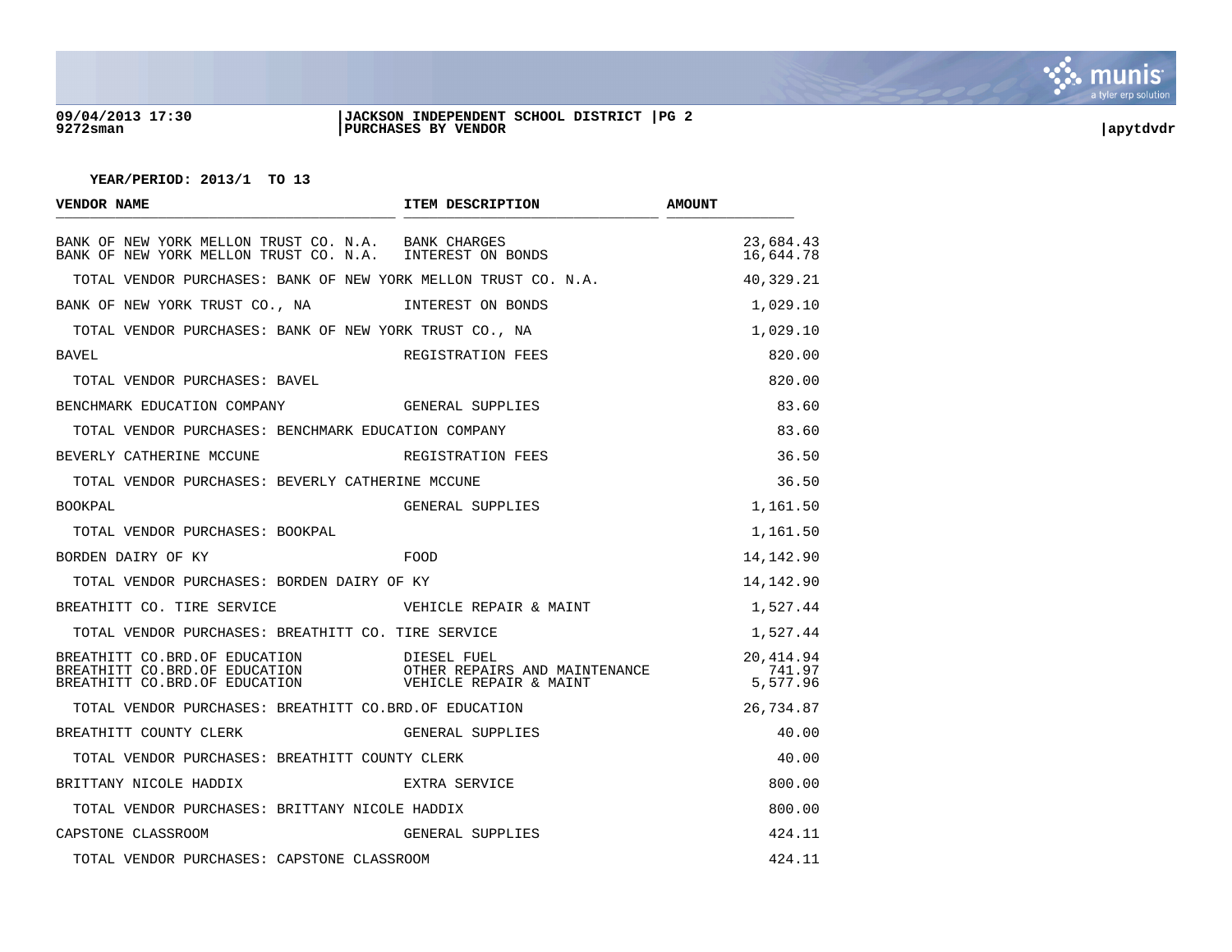**YEAR/PERIOD: 2013/1 TO 13**

| VENDOR NAME | ITEM DESCRIPTION | AMOUNT |
|---|---|---|
| BANK OF NEW YORK MELLON TRUST CO. N.A. | BANK CHARGES | 23,684.43 |
| BANK OF NEW YORK MELLON TRUST CO. N.A. | INTEREST ON BONDS | 16,644.78 |
| TOTAL VENDOR PURCHASES: BANK OF NEW YORK MELLON TRUST CO. N.A. | | 40,329.21 |
| BANK OF NEW YORK TRUST CO., NA | INTEREST ON BONDS | 1,029.10 |
| TOTAL VENDOR PURCHASES: BANK OF NEW YORK TRUST CO., NA | | 1,029.10 |
| BAVEL | REGISTRATION FEES | 820.00 |
| TOTAL VENDOR PURCHASES: BAVEL | | 820.00 |
| BENCHMARK EDUCATION COMPANY | GENERAL SUPPLIES | 83.60 |
| TOTAL VENDOR PURCHASES: BENCHMARK EDUCATION COMPANY | | 83.60 |
| BEVERLY CATHERINE MCCUNE | REGISTRATION FEES | 36.50 |
| TOTAL VENDOR PURCHASES: BEVERLY CATHERINE MCCUNE | | 36.50 |
| BOOKPAL | GENERAL SUPPLIES | 1,161.50 |
| TOTAL VENDOR PURCHASES: BOOKPAL | | 1,161.50 |
| BORDEN DAIRY OF KY | FOOD | 14,142.90 |
| TOTAL VENDOR PURCHASES: BORDEN DAIRY OF KY | | 14,142.90 |
| BREATHITT CO. TIRE SERVICE | VEHICLE REPAIR & MAINT | 1,527.44 |
| TOTAL VENDOR PURCHASES: BREATHITT CO. TIRE SERVICE | | 1,527.44 |
| BREATHITT CO.BRD.OF EDUCATION | DIESEL FUEL | 20,414.94 |
| BREATHITT CO.BRD.OF EDUCATION | OTHER REPAIRS AND MAINTENANCE | 741.97 |
| BREATHITT CO.BRD.OF EDUCATION | VEHICLE REPAIR & MAINT | 5,577.96 |
| TOTAL VENDOR PURCHASES: BREATHITT CO.BRD.OF EDUCATION | | 26,734.87 |
| BREATHITT COUNTY CLERK | GENERAL SUPPLIES | 40.00 |
| TOTAL VENDOR PURCHASES: BREATHITT COUNTY CLERK | | 40.00 |
| BRITTANY NICOLE HADDIX | EXTRA SERVICE | 800.00 |
| TOTAL VENDOR PURCHASES: BRITTANY NICOLE HADDIX | | 800.00 |
| CAPSTONE CLASSROOM | GENERAL SUPPLIES | 424.11 |
| TOTAL VENDOR PURCHASES: CAPSTONE CLASSROOM | | 424.11 |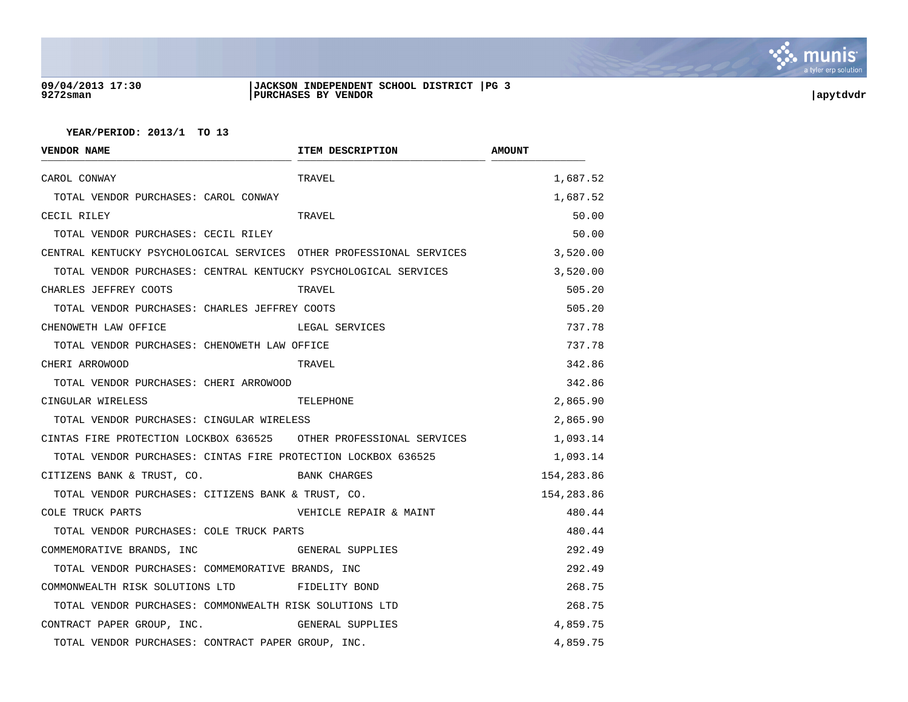YEAR/PERIOD: 2013/1 TO 13

| VENDOR NAME | ITEM DESCRIPTION | AMOUNT |
|---|---|---|
| CAROL CONWAY | TRAVEL | 1,687.52 |
| TOTAL VENDOR PURCHASES: CAROL CONWAY | | 1,687.52 |
| CECIL RILEY | TRAVEL | 50.00 |
| TOTAL VENDOR PURCHASES: CECIL RILEY | | 50.00 |
| CENTRAL KENTUCKY PSYCHOLOGICAL SERVICES | OTHER PROFESSIONAL SERVICES | 3,520.00 |
| TOTAL VENDOR PURCHASES: CENTRAL KENTUCKY PSYCHOLOGICAL SERVICES | | 3,520.00 |
| CHARLES JEFFREY COOTS | TRAVEL | 505.20 |
| TOTAL VENDOR PURCHASES: CHARLES JEFFREY COOTS | | 505.20 |
| CHENOWETH LAW OFFICE | LEGAL SERVICES | 737.78 |
| TOTAL VENDOR PURCHASES: CHENOWETH LAW OFFICE | | 737.78 |
| CHERI ARROWOOD | TRAVEL | 342.86 |
| TOTAL VENDOR PURCHASES: CHERI ARROWOOD | | 342.86 |
| CINGULAR WIRELESS | TELEPHONE | 2,865.90 |
| TOTAL VENDOR PURCHASES: CINGULAR WIRELESS | | 2,865.90 |
| CINTAS FIRE PROTECTION LOCKBOX 636525 | OTHER PROFESSIONAL SERVICES | 1,093.14 |
| TOTAL VENDOR PURCHASES: CINTAS FIRE PROTECTION LOCKBOX 636525 | | 1,093.14 |
| CITIZENS BANK & TRUST, CO. | BANK CHARGES | 154,283.86 |
| TOTAL VENDOR PURCHASES: CITIZENS BANK & TRUST, CO. | | 154,283.86 |
| COLE TRUCK PARTS | VEHICLE REPAIR & MAINT | 480.44 |
| TOTAL VENDOR PURCHASES: COLE TRUCK PARTS | | 480.44 |
| COMMEMORATIVE BRANDS, INC | GENERAL SUPPLIES | 292.49 |
| TOTAL VENDOR PURCHASES: COMMEMORATIVE BRANDS, INC | | 292.49 |
| COMMONWEALTH RISK SOLUTIONS LTD | FIDELITY BOND | 268.75 |
| TOTAL VENDOR PURCHASES: COMMONWEALTH RISK SOLUTIONS LTD | | 268.75 |
| CONTRACT PAPER GROUP, INC. | GENERAL SUPPLIES | 4,859.75 |
| TOTAL VENDOR PURCHASES: CONTRACT PAPER GROUP, INC. | | 4,859.75 |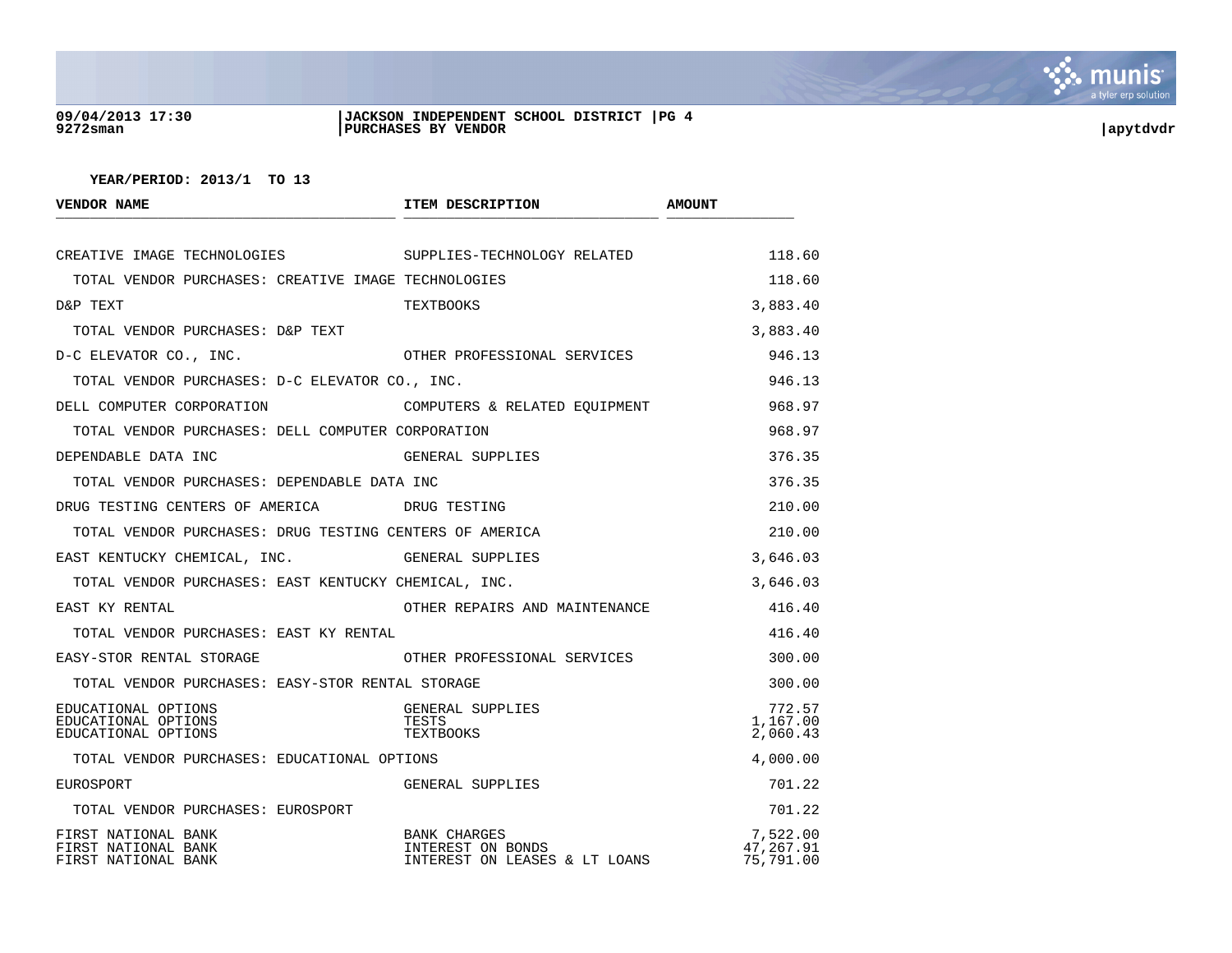YEAR/PERIOD: 2013/1 TO 13

| VENDOR NAME | ITEM DESCRIPTION | AMOUNT |
|---|---|---|
| CREATIVE IMAGE TECHNOLOGIES | SUPPLIES-TECHNOLOGY RELATED | 118.60 |
| TOTAL VENDOR PURCHASES: CREATIVE IMAGE TECHNOLOGIES | | 118.60 |
| D&P TEXT | TEXTBOOKS | 3,883.40 |
| TOTAL VENDOR PURCHASES: D&P TEXT | | 3,883.40 |
| D-C ELEVATOR CO., INC. | OTHER PROFESSIONAL SERVICES | 946.13 |
| TOTAL VENDOR PURCHASES: D-C ELEVATOR CO., INC. | | 946.13 |
| DELL COMPUTER CORPORATION | COMPUTERS & RELATED EQUIPMENT | 968.97 |
| TOTAL VENDOR PURCHASES: DELL COMPUTER CORPORATION | | 968.97 |
| DEPENDABLE DATA INC | GENERAL SUPPLIES | 376.35 |
| TOTAL VENDOR PURCHASES: DEPENDABLE DATA INC | | 376.35 |
| DRUG TESTING CENTERS OF AMERICA | DRUG TESTING | 210.00 |
| TOTAL VENDOR PURCHASES: DRUG TESTING CENTERS OF AMERICA | | 210.00 |
| EAST KENTUCKY CHEMICAL, INC. | GENERAL SUPPLIES | 3,646.03 |
| TOTAL VENDOR PURCHASES: EAST KENTUCKY CHEMICAL, INC. | | 3,646.03 |
| EAST KY RENTAL | OTHER REPAIRS AND MAINTENANCE | 416.40 |
| TOTAL VENDOR PURCHASES: EAST KY RENTAL | | 416.40 |
| EASY-STOR RENTAL STORAGE | OTHER PROFESSIONAL SERVICES | 300.00 |
| TOTAL VENDOR PURCHASES: EASY-STOR RENTAL STORAGE | | 300.00 |
| EDUCATIONAL OPTIONS | GENERAL SUPPLIES | 772.57 |
| EDUCATIONAL OPTIONS | TESTS | 1,167.00 |
| EDUCATIONAL OPTIONS | TEXTBOOKS | 2,060.43 |
| TOTAL VENDOR PURCHASES: EDUCATIONAL OPTIONS | | 4,000.00 |
| EUROSPORT | GENERAL SUPPLIES | 701.22 |
| TOTAL VENDOR PURCHASES: EUROSPORT | | 701.22 |
| FIRST NATIONAL BANK | BANK CHARGES | 7,522.00 |
| FIRST NATIONAL BANK | INTEREST ON BONDS | 47,267.91 |
| FIRST NATIONAL BANK | INTEREST ON LEASES & LT LOANS | 75,791.00 |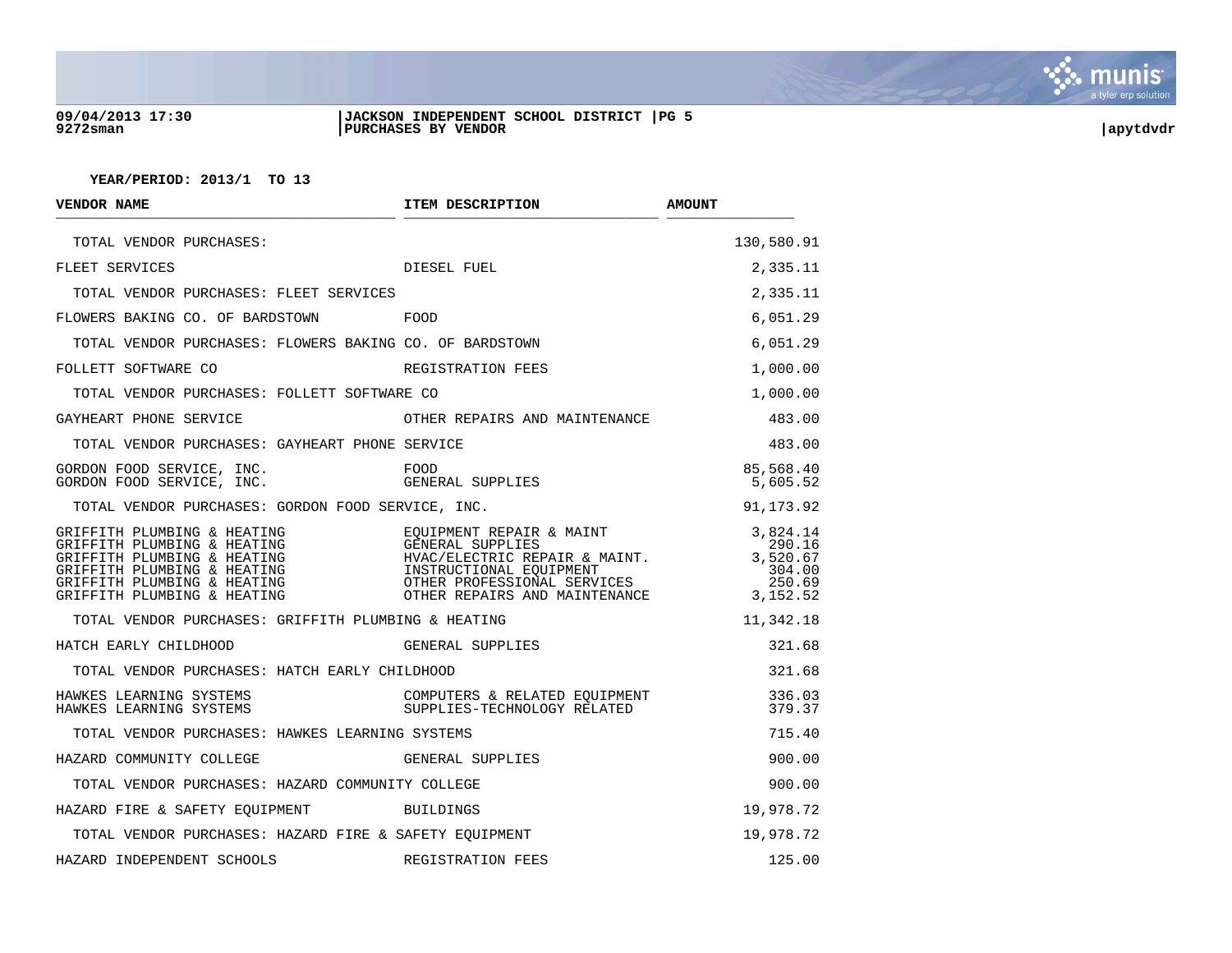**YEAR/PERIOD: 2013/1 TO 13**

| VENDOR NAME | ITEM DESCRIPTION | AMOUNT |
|---|---|---|
| TOTAL VENDOR PURCHASES: | | 130,580.91 |
| FLEET SERVICES | DIESEL FUEL | 2,335.11 |
| TOTAL VENDOR PURCHASES: FLEET SERVICES | | 2,335.11 |
| FLOWERS BAKING CO. OF BARDSTOWN | FOOD | 6,051.29 |
| TOTAL VENDOR PURCHASES: FLOWERS BAKING CO. OF BARDSTOWN | | 6,051.29 |
| FOLLETT SOFTWARE CO | REGISTRATION FEES | 1,000.00 |
| TOTAL VENDOR PURCHASES: FOLLETT SOFTWARE CO | | 1,000.00 |
| GAYHEART PHONE SERVICE | OTHER REPAIRS AND MAINTENANCE | 483.00 |
| TOTAL VENDOR PURCHASES: GAYHEART PHONE SERVICE | | 483.00 |
| GORDON FOOD SERVICE, INC. | FOOD | 85,568.40 |
| GORDON FOOD SERVICE, INC. | GENERAL SUPPLIES | 5,605.52 |
| TOTAL VENDOR PURCHASES: GORDON FOOD SERVICE, INC. | | 91,173.92 |
| GRIFFITH PLUMBING & HEATING | EQUIPMENT REPAIR & MAINT | 3,824.14 |
| GRIFFITH PLUMBING & HEATING | GENERAL SUPPLIES | 290.16 |
| GRIFFITH PLUMBING & HEATING | HVAC/ELECTRIC REPAIR & MAINT. | 3,520.67 |
| GRIFFITH PLUMBING & HEATING | INSTRUCTIONAL EQUIPMENT | 304.00 |
| GRIFFITH PLUMBING & HEATING | OTHER PROFESSIONAL SERVICES | 250.69 |
| GRIFFITH PLUMBING & HEATING | OTHER REPAIRS AND MAINTENANCE | 3,152.52 |
| TOTAL VENDOR PURCHASES: GRIFFITH PLUMBING & HEATING | | 11,342.18 |
| HATCH EARLY CHILDHOOD | GENERAL SUPPLIES | 321.68 |
| TOTAL VENDOR PURCHASES: HATCH EARLY CHILDHOOD | | 321.68 |
| HAWKES LEARNING SYSTEMS | COMPUTERS & RELATED EQUIPMENT | 336.03 |
| HAWKES LEARNING SYSTEMS | SUPPLIES-TECHNOLOGY RELATED | 379.37 |
| TOTAL VENDOR PURCHASES: HAWKES LEARNING SYSTEMS | | 715.40 |
| HAZARD COMMUNITY COLLEGE | GENERAL SUPPLIES | 900.00 |
| TOTAL VENDOR PURCHASES: HAZARD COMMUNITY COLLEGE | | 900.00 |
| HAZARD FIRE & SAFETY EQUIPMENT | BUILDINGS | 19,978.72 |
| TOTAL VENDOR PURCHASES: HAZARD FIRE & SAFETY EQUIPMENT | | 19,978.72 |
| HAZARD INDEPENDENT SCHOOLS | REGISTRATION FEES | 125.00 |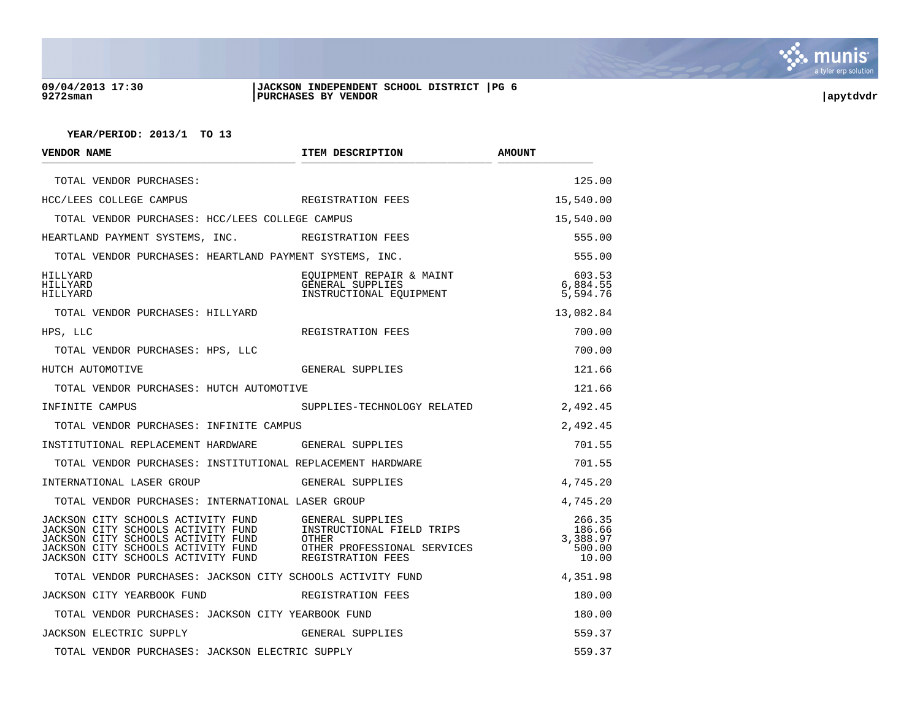YEAR/PERIOD: 2013/1 TO 13

| VENDOR NAME | ITEM DESCRIPTION | AMOUNT |
|---|---|---|
| TOTAL VENDOR PURCHASES: | | 125.00 |
| HCC/LEES COLLEGE CAMPUS | REGISTRATION FEES | 15,540.00 |
| TOTAL VENDOR PURCHASES: HCC/LEES COLLEGE CAMPUS | | 15,540.00 |
| HEARTLAND PAYMENT SYSTEMS, INC. | REGISTRATION FEES | 555.00 |
| TOTAL VENDOR PURCHASES: HEARTLAND PAYMENT SYSTEMS, INC. | | 555.00 |
| HILLYARD | EQUIPMENT REPAIR & MAINT | 603.53 |
| HILLYARD | GENERAL SUPPLIES | 6,884.55 |
| HILLYARD | INSTRUCTIONAL EQUIPMENT | 5,594.76 |
| TOTAL VENDOR PURCHASES: HILLYARD | | 13,082.84 |
| HPS, LLC | REGISTRATION FEES | 700.00 |
| TOTAL VENDOR PURCHASES: HPS, LLC | | 700.00 |
| HUTCH AUTOMOTIVE | GENERAL SUPPLIES | 121.66 |
| TOTAL VENDOR PURCHASES: HUTCH AUTOMOTIVE | | 121.66 |
| INFINITE CAMPUS | SUPPLIES-TECHNOLOGY RELATED | 2,492.45 |
| TOTAL VENDOR PURCHASES: INFINITE CAMPUS | | 2,492.45 |
| INSTITUTIONAL REPLACEMENT HARDWARE | GENERAL SUPPLIES | 701.55 |
| TOTAL VENDOR PURCHASES: INSTITUTIONAL REPLACEMENT HARDWARE | | 701.55 |
| INTERNATIONAL LASER GROUP | GENERAL SUPPLIES | 4,745.20 |
| TOTAL VENDOR PURCHASES: INTERNATIONAL LASER GROUP | | 4,745.20 |
| JACKSON CITY SCHOOLS ACTIVITY FUND | GENERAL SUPPLIES | 266.35 |
| JACKSON CITY SCHOOLS ACTIVITY FUND | INSTRUCTIONAL FIELD TRIPS | 186.66 |
| JACKSON CITY SCHOOLS ACTIVITY FUND | OTHER | 3,388.97 |
| JACKSON CITY SCHOOLS ACTIVITY FUND | OTHER PROFESSIONAL SERVICES | 500.00 |
| JACKSON CITY SCHOOLS ACTIVITY FUND | REGISTRATION FEES | 10.00 |
| TOTAL VENDOR PURCHASES: JACKSON CITY SCHOOLS ACTIVITY FUND | | 4,351.98 |
| JACKSON CITY YEARBOOK FUND | REGISTRATION FEES | 180.00 |
| TOTAL VENDOR PURCHASES: JACKSON CITY YEARBOOK FUND | | 180.00 |
| JACKSON ELECTRIC SUPPLY | GENERAL SUPPLIES | 559.37 |
| TOTAL VENDOR PURCHASES: JACKSON ELECTRIC SUPPLY | | 559.37 |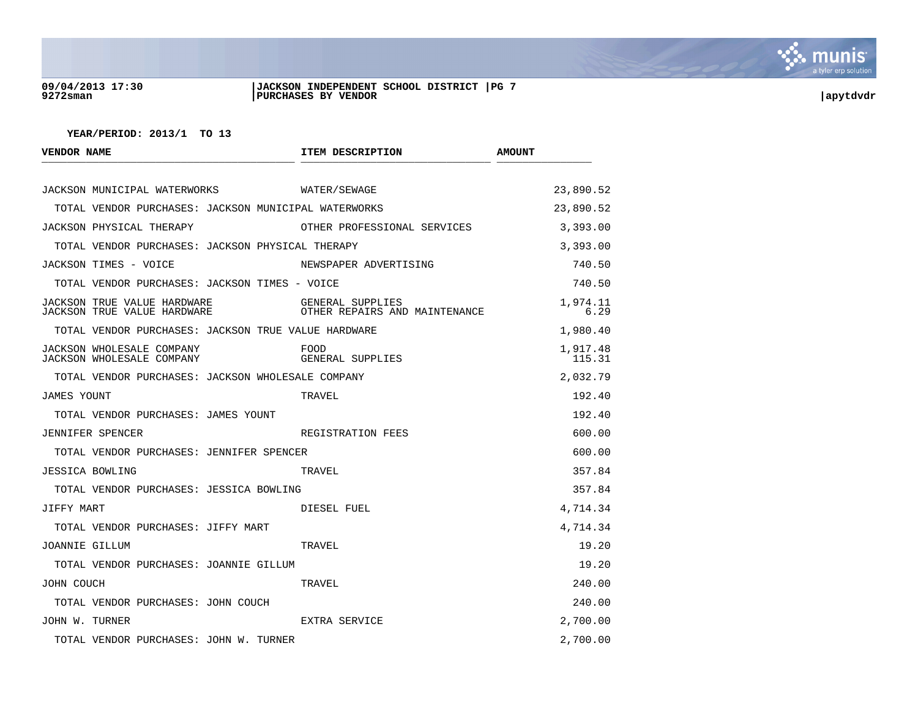09/04/2013 17:30
9272sman

**JACKSON INDEPENDENT SCHOOL DISTRICT**
**PURCHASES BY VENDOR**

apytdvdr

**YEAR/PERIOD: 2013/1 TO 13**

| VENDOR NAME | ITEM DESCRIPTION | AMOUNT |
|---|---|---|
| JACKSON MUNICIPAL WATERWORKS | WATER/SEWAGE | 23,890.52 |
| TOTAL VENDOR PURCHASES: JACKSON MUNICIPAL WATERWORKS | | 23,890.52 |
| JACKSON PHYSICAL THERAPY | OTHER PROFESSIONAL SERVICES | 3,393.00 |
| TOTAL VENDOR PURCHASES: JACKSON PHYSICAL THERAPY | | 3,393.00 |
| JACKSON TIMES - VOICE | NEWSPAPER ADVERTISING | 740.50 |
| TOTAL VENDOR PURCHASES: JACKSON TIMES - VOICE | | 740.50 |
| JACKSON TRUE VALUE HARDWARE | GENERAL SUPPLIES | 1,974.11 |
| JACKSON TRUE VALUE HARDWARE | OTHER REPAIRS AND MAINTENANCE | 6.29 |
| TOTAL VENDOR PURCHASES: JACKSON TRUE VALUE HARDWARE | | 1,980.40 |
| JACKSON WHOLESALE COMPANY | FOOD | 1,917.48 |
| JACKSON WHOLESALE COMPANY | GENERAL SUPPLIES | 115.31 |
| TOTAL VENDOR PURCHASES: JACKSON WHOLESALE COMPANY | | 2,032.79 |
| JAMES YOUNT | TRAVEL | 192.40 |
| TOTAL VENDOR PURCHASES: JAMES YOUNT | | 192.40 |
| JENNIFER SPENCER | REGISTRATION FEES | 600.00 |
| TOTAL VENDOR PURCHASES: JENNIFER SPENCER | | 600.00 |
| JESSICA BOWLING | TRAVEL | 357.84 |
| TOTAL VENDOR PURCHASES: JESSICA BOWLING | | 357.84 |
| JIFFY MART | DIESEL FUEL | 4,714.34 |
| TOTAL VENDOR PURCHASES: JIFFY MART | | 4,714.34 |
| JOANNIE GILLUM | TRAVEL | 19.20 |
| TOTAL VENDOR PURCHASES: JOANNIE GILLUM | | 19.20 |
| JOHN COUCH | TRAVEL | 240.00 |
| TOTAL VENDOR PURCHASES: JOHN COUCH | | 240.00 |
| JOHN W. TURNER | EXTRA SERVICE | 2,700.00 |
| TOTAL VENDOR PURCHASES: JOHN W. TURNER | | 2,700.00 |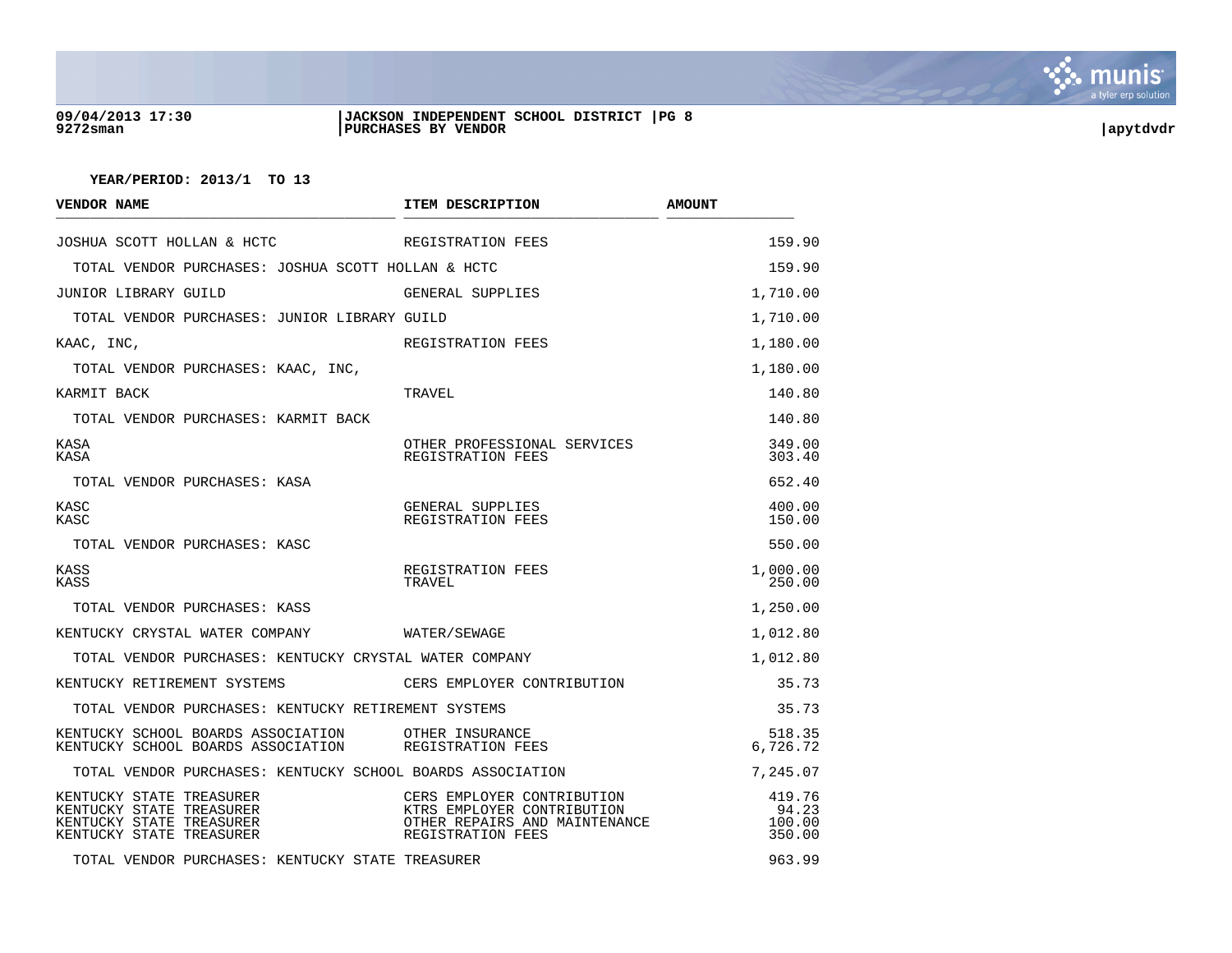09/04/2013 17:30 | JACKSON INDEPENDENT SCHOOL DISTRICT | PG 8
9272sman | PURCHASES BY VENDOR | apytdvdr

**YEAR/PERIOD: 2013/1 TO 13**

| VENDOR NAME | ITEM DESCRIPTION | AMOUNT |
|---|---|---|
| JOSHUA SCOTT HOLLAN & HCTC | REGISTRATION FEES | 159.90 |
| TOTAL VENDOR PURCHASES: JOSHUA SCOTT HOLLAN & HCTC | | 159.90 |
| JUNIOR LIBRARY GUILD | GENERAL SUPPLIES | 1,710.00 |
| TOTAL VENDOR PURCHASES: JUNIOR LIBRARY GUILD | | 1,710.00 |
| KAAC, INC, | REGISTRATION FEES | 1,180.00 |
| TOTAL VENDOR PURCHASES: KAAC, INC, | | 1,180.00 |
| KARMIT BACK | TRAVEL | 140.80 |
| TOTAL VENDOR PURCHASES: KARMIT BACK | | 140.80 |
| KASA | OTHER PROFESSIONAL SERVICES | 349.00 |
| KASA | REGISTRATION FEES | 303.40 |
| TOTAL VENDOR PURCHASES: KASA | | 652.40 |
| KASC | GENERAL SUPPLIES | 400.00 |
| KASC | REGISTRATION FEES | 150.00 |
| TOTAL VENDOR PURCHASES: KASC | | 550.00 |
| KASS | REGISTRATION FEES | 1,000.00 |
| KASS | TRAVEL | 250.00 |
| TOTAL VENDOR PURCHASES: KASS | | 1,250.00 |
| KENTUCKY CRYSTAL WATER COMPANY | WATER/SEWAGE | 1,012.80 |
| TOTAL VENDOR PURCHASES: KENTUCKY CRYSTAL WATER COMPANY | | 1,012.80 |
| KENTUCKY RETIREMENT SYSTEMS | CERS EMPLOYER CONTRIBUTION | 35.73 |
| TOTAL VENDOR PURCHASES: KENTUCKY RETIREMENT SYSTEMS | | 35.73 |
| KENTUCKY SCHOOL BOARDS ASSOCIATION | OTHER INSURANCE | 518.35 |
| KENTUCKY SCHOOL BOARDS ASSOCIATION | REGISTRATION FEES | 6,726.72 |
| TOTAL VENDOR PURCHASES: KENTUCKY SCHOOL BOARDS ASSOCIATION | | 7,245.07 |
| KENTUCKY STATE TREASURER | CERS EMPLOYER CONTRIBUTION | 419.76 |
| KENTUCKY STATE TREASURER | KTRS EMPLOYER CONTRIBUTION | 94.23 |
| KENTUCKY STATE TREASURER | OTHER REPAIRS AND MAINTENANCE | 100.00 |
| KENTUCKY STATE TREASURER | REGISTRATION FEES | 350.00 |
| TOTAL VENDOR PURCHASES: KENTUCKY STATE TREASURER | | 963.99 |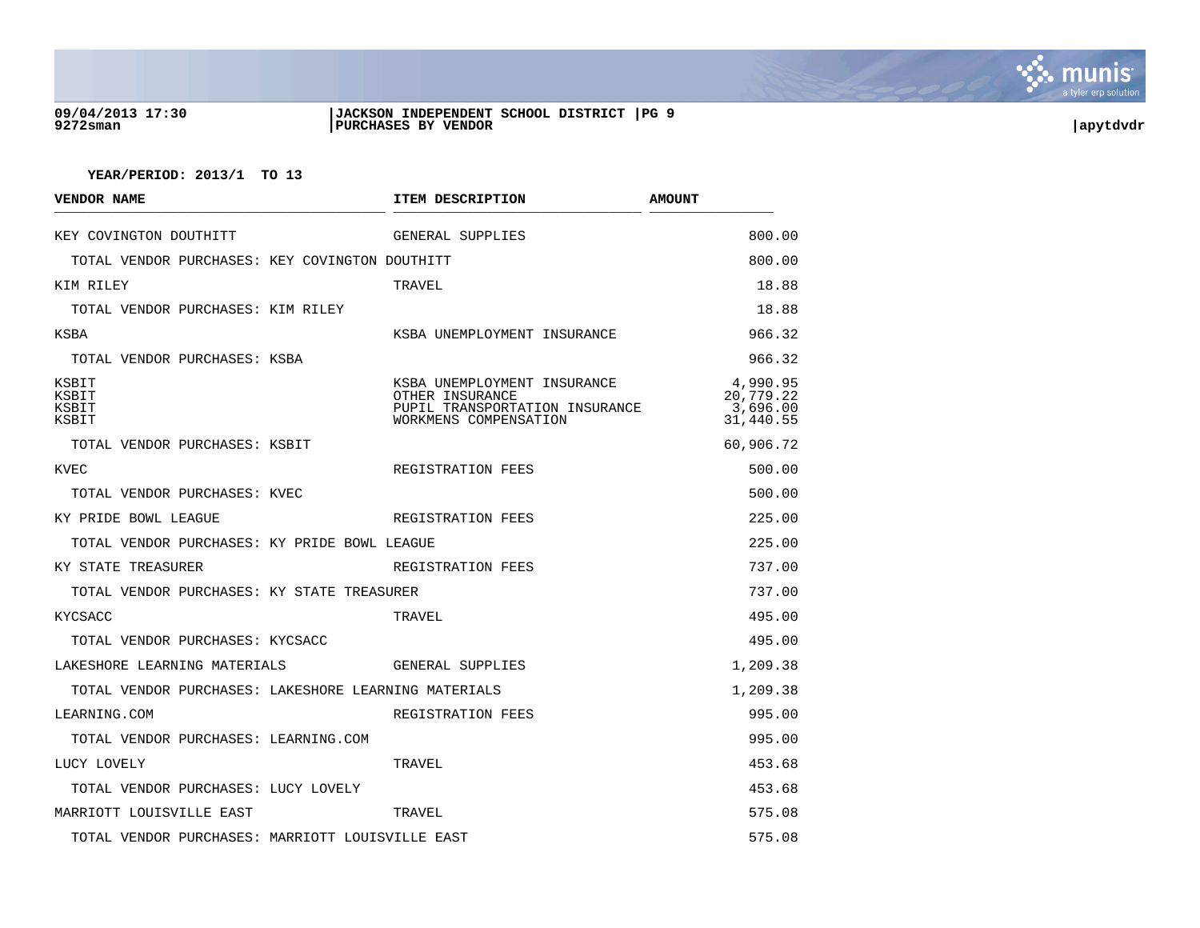09/04/2013 17:30
9272sman

JACKSON INDEPENDENT SCHOOL DISTRICT
PURCHASES BY VENDOR

apytdvdr

**YEAR/PERIOD: 2013/1 TO 13**

| VENDOR NAME | ITEM DESCRIPTION | AMOUNT |
|---|---|---|
| KEY COVINGTON DOUTHITT | GENERAL SUPPLIES | 800.00 |
| TOTAL VENDOR PURCHASES: KEY COVINGTON DOUTHITT | | 800.00 |
| KIM RILEY | TRAVEL | 18.88 |
| TOTAL VENDOR PURCHASES: KIM RILEY | | 18.88 |
| KSBA | KSBA UNEMPLOYMENT INSURANCE | 966.32 |
| TOTAL VENDOR PURCHASES: KSBA | | 966.32 |
| KSBIT | KSBA UNEMPLOYMENT INSURANCE | 4,990.95 |
| KSBIT | OTHER INSURANCE | 20,779.22 |
| KSBIT | PUPIL TRANSPORTATION INSURANCE | 3,696.00 |
| KSBIT | WORKMENS COMPENSATION | 31,440.55 |
| TOTAL VENDOR PURCHASES: KSBIT | | 60,906.72 |
| KVEC | REGISTRATION FEES | 500.00 |
| TOTAL VENDOR PURCHASES: KVEC | | 500.00 |
| KY PRIDE BOWL LEAGUE | REGISTRATION FEES | 225.00 |
| TOTAL VENDOR PURCHASES: KY PRIDE BOWL LEAGUE | | 225.00 |
| KY STATE TREASURER | REGISTRATION FEES | 737.00 |
| TOTAL VENDOR PURCHASES: KY STATE TREASURER | | 737.00 |
| KYCSACC | TRAVEL | 495.00 |
| TOTAL VENDOR PURCHASES: KYCSACC | | 495.00 |
| LAKESHORE LEARNING MATERIALS | GENERAL SUPPLIES | 1,209.38 |
| TOTAL VENDOR PURCHASES: LAKESHORE LEARNING MATERIALS | | 1,209.38 |
| LEARNING.COM | REGISTRATION FEES | 995.00 |
| TOTAL VENDOR PURCHASES: LEARNING.COM | | 995.00 |
| LUCY LOVELY | TRAVEL | 453.68 |
| TOTAL VENDOR PURCHASES: LUCY LOVELY | | 453.68 |
| MARRIOTT LOUISVILLE EAST | TRAVEL | 575.08 |
| TOTAL VENDOR PURCHASES: MARRIOTT LOUISVILLE EAST | | 575.08 |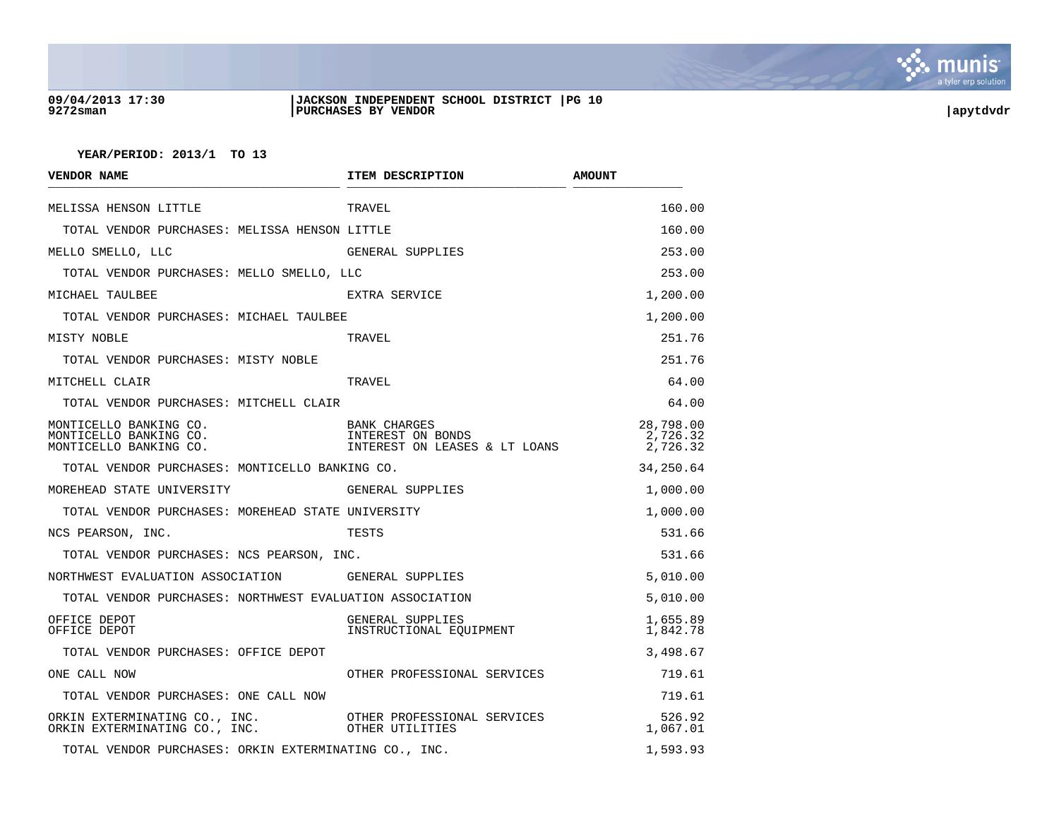**JACKSON INDEPENDENT SCHOOL DISTRICT**
**PURCHASES BY VENDOR**

**YEAR/PERIOD: 2013/1 TO 13**

| VENDOR NAME | ITEM DESCRIPTION | AMOUNT |
|---|---|---|
| MELISSA HENSON LITTLE | TRAVEL | 160.00 |
| TOTAL VENDOR PURCHASES: MELISSA HENSON LITTLE | | 160.00 |
| MELLO SMELLO, LLC | GENERAL SUPPLIES | 253.00 |
| TOTAL VENDOR PURCHASES: MELLO SMELLO, LLC | | 253.00 |
| MICHAEL TAULBEE | EXTRA SERVICE | 1,200.00 |
| TOTAL VENDOR PURCHASES: MICHAEL TAULBEE | | 1,200.00 |
| MISTY NOBLE | TRAVEL | 251.76 |
| TOTAL VENDOR PURCHASES: MISTY NOBLE | | 251.76 |
| MITCHELL CLAIR | TRAVEL | 64.00 |
| TOTAL VENDOR PURCHASES: MITCHELL CLAIR | | 64.00 |
| MONTICELLO BANKING CO. | BANK CHARGES | 28,798.00 |
| MONTICELLO BANKING CO. | INTEREST ON BONDS | 2,726.32 |
| MONTICELLO BANKING CO. | INTEREST ON LEASES & LT LOANS | 2,726.32 |
| TOTAL VENDOR PURCHASES: MONTICELLO BANKING CO. | | 34,250.64 |
| MOREHEAD STATE UNIVERSITY | GENERAL SUPPLIES | 1,000.00 |
| TOTAL VENDOR PURCHASES: MOREHEAD STATE UNIVERSITY | | 1,000.00 |
| NCS PEARSON, INC. | TESTS | 531.66 |
| TOTAL VENDOR PURCHASES: NCS PEARSON, INC. | | 531.66 |
| NORTHWEST EVALUATION ASSOCIATION | GENERAL SUPPLIES | 5,010.00 |
| TOTAL VENDOR PURCHASES: NORTHWEST EVALUATION ASSOCIATION | | 5,010.00 |
| OFFICE DEPOT | GENERAL SUPPLIES | 1,655.89 |
| OFFICE DEPOT | INSTRUCTIONAL EQUIPMENT | 1,842.78 |
| TOTAL VENDOR PURCHASES: OFFICE DEPOT | | 3,498.67 |
| ONE CALL NOW | OTHER PROFESSIONAL SERVICES | 719.61 |
| TOTAL VENDOR PURCHASES: ONE CALL NOW | | 719.61 |
| ORKIN EXTERMINATING CO., INC. | OTHER PROFESSIONAL SERVICES | 526.92 |
| ORKIN EXTERMINATING CO., INC. | OTHER UTILITIES | 1,067.01 |
| TOTAL VENDOR PURCHASES: ORKIN EXTERMINATING CO., INC. | | 1,593.93 |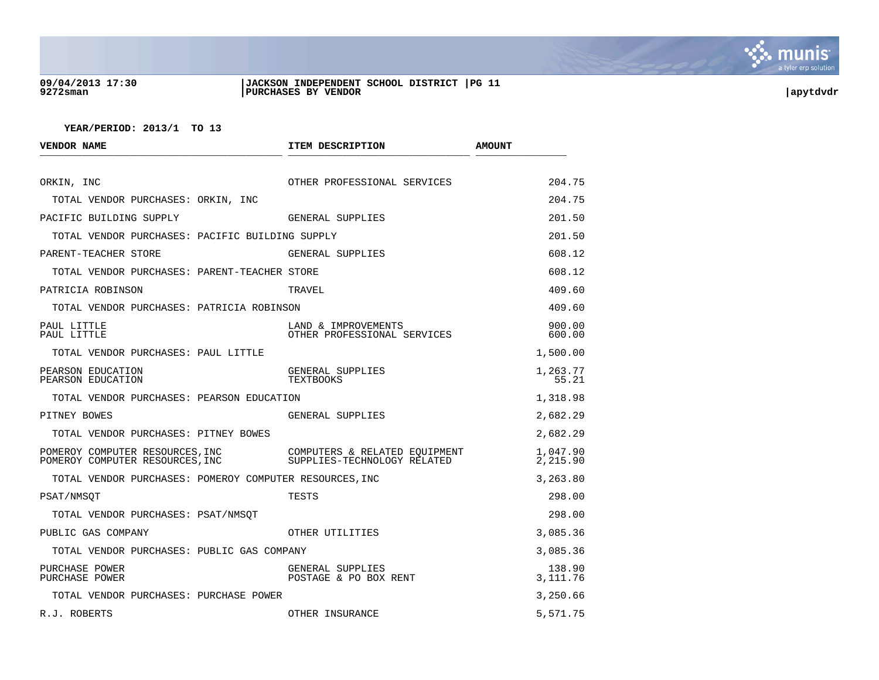**YEAR/PERIOD: 2013/1 TO 13**

| VENDOR NAME | ITEM DESCRIPTION | AMOUNT |
|---|---|---|
| ORKIN, INC | OTHER PROFESSIONAL SERVICES | 204.75 |
| TOTAL VENDOR PURCHASES: ORKIN, INC | | 204.75 |
| PACIFIC BUILDING SUPPLY | GENERAL SUPPLIES | 201.50 |
| TOTAL VENDOR PURCHASES: PACIFIC BUILDING SUPPLY | | 201.50 |
| PARENT-TEACHER STORE | GENERAL SUPPLIES | 608.12 |
| TOTAL VENDOR PURCHASES: PARENT-TEACHER STORE | | 608.12 |
| PATRICIA ROBINSON | TRAVEL | 409.60 |
| TOTAL VENDOR PURCHASES: PATRICIA ROBINSON | | 409.60 |
| PAUL LITTLE | LAND & IMPROVEMENTS | 900.00 |
| PAUL LITTLE | OTHER PROFESSIONAL SERVICES | 600.00 |
| TOTAL VENDOR PURCHASES: PAUL LITTLE | | 1,500.00 |
| PEARSON EDUCATION | GENERAL SUPPLIES | 1,263.77 |
| PEARSON EDUCATION | TEXTBOOKS | 55.21 |
| TOTAL VENDOR PURCHASES: PEARSON EDUCATION | | 1,318.98 |
| PITNEY BOWES | GENERAL SUPPLIES | 2,682.29 |
| TOTAL VENDOR PURCHASES: PITNEY BOWES | | 2,682.29 |
| POMEROY COMPUTER RESOURCES,INC | COMPUTERS & RELATED EQUIPMENT | 1,047.90 |
| POMEROY COMPUTER RESOURCES,INC | SUPPLIES-TECHNOLOGY RELATED | 2,215.90 |
| TOTAL VENDOR PURCHASES: POMEROY COMPUTER RESOURCES,INC | | 3,263.80 |
| PSAT/NMSQT | TESTS | 298.00 |
| TOTAL VENDOR PURCHASES: PSAT/NMSQT | | 298.00 |
| PUBLIC GAS COMPANY | OTHER UTILITIES | 3,085.36 |
| TOTAL VENDOR PURCHASES: PUBLIC GAS COMPANY | | 3,085.36 |
| PURCHASE POWER | GENERAL SUPPLIES | 138.90 |
| PURCHASE POWER | POSTAGE & PO BOX RENT | 3,111.76 |
| TOTAL VENDOR PURCHASES: PURCHASE POWER | | 3,250.66 |
| R.J. ROBERTS | OTHER INSURANCE | 5,571.75 |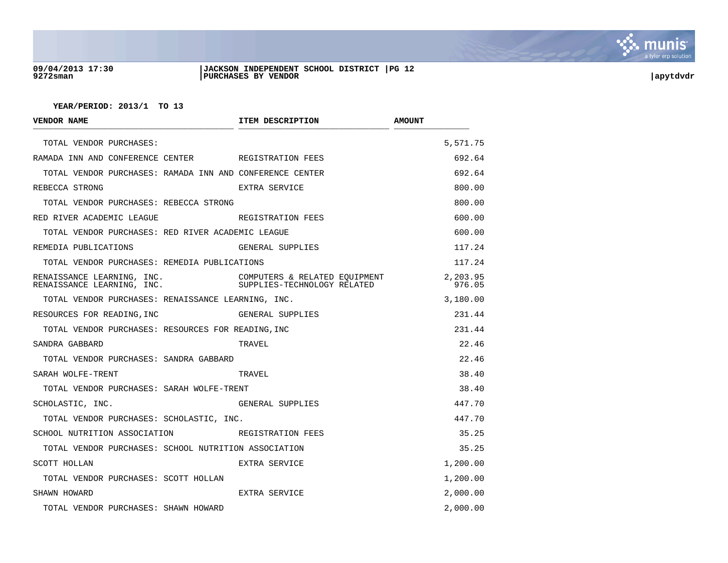**YEAR/PERIOD: 2013/1 TO 13**

| VENDOR NAME | ITEM DESCRIPTION | AMOUNT |
|---|---|---|
| TOTAL VENDOR PURCHASES: | | 5,571.75 |
| RAMADA INN AND CONFERENCE CENTER | REGISTRATION FEES | 692.64 |
| TOTAL VENDOR PURCHASES: RAMADA INN AND CONFERENCE CENTER | | 692.64 |
| REBECCA STRONG | EXTRA SERVICE | 800.00 |
| TOTAL VENDOR PURCHASES: REBECCA STRONG | | 800.00 |
| RED RIVER ACADEMIC LEAGUE | REGISTRATION FEES | 600.00 |
| TOTAL VENDOR PURCHASES: RED RIVER ACADEMIC LEAGUE | | 600.00 |
| REMEDIA PUBLICATIONS | GENERAL SUPPLIES | 117.24 |
| TOTAL VENDOR PURCHASES: REMEDIA PUBLICATIONS | | 117.24 |
| RENAISSANCE LEARNING, INC. | COMPUTERS & RELATED EQUIPMENT | 2,203.95 |
| RENAISSANCE LEARNING, INC. | SUPPLIES-TECHNOLOGY RELATED | 976.05 |
| TOTAL VENDOR PURCHASES: RENAISSANCE LEARNING, INC. | | 3,180.00 |
| RESOURCES FOR READING,INC | GENERAL SUPPLIES | 231.44 |
| TOTAL VENDOR PURCHASES: RESOURCES FOR READING,INC | | 231.44 |
| SANDRA GABBARD | TRAVEL | 22.46 |
| TOTAL VENDOR PURCHASES: SANDRA GABBARD | | 22.46 |
| SARAH WOLFE-TRENT | TRAVEL | 38.40 |
| TOTAL VENDOR PURCHASES: SARAH WOLFE-TRENT | | 38.40 |
| SCHOLASTIC, INC. | GENERAL SUPPLIES | 447.70 |
| TOTAL VENDOR PURCHASES: SCHOLASTIC, INC. | | 447.70 |
| SCHOOL NUTRITION ASSOCIATION | REGISTRATION FEES | 35.25 |
| TOTAL VENDOR PURCHASES: SCHOOL NUTRITION ASSOCIATION | | 35.25 |
| SCOTT HOLLAN | EXTRA SERVICE | 1,200.00 |
| TOTAL VENDOR PURCHASES: SCOTT HOLLAN | | 1,200.00 |
| SHAWN HOWARD | EXTRA SERVICE | 2,000.00 |
| TOTAL VENDOR PURCHASES: SHAWN HOWARD | | 2,000.00 |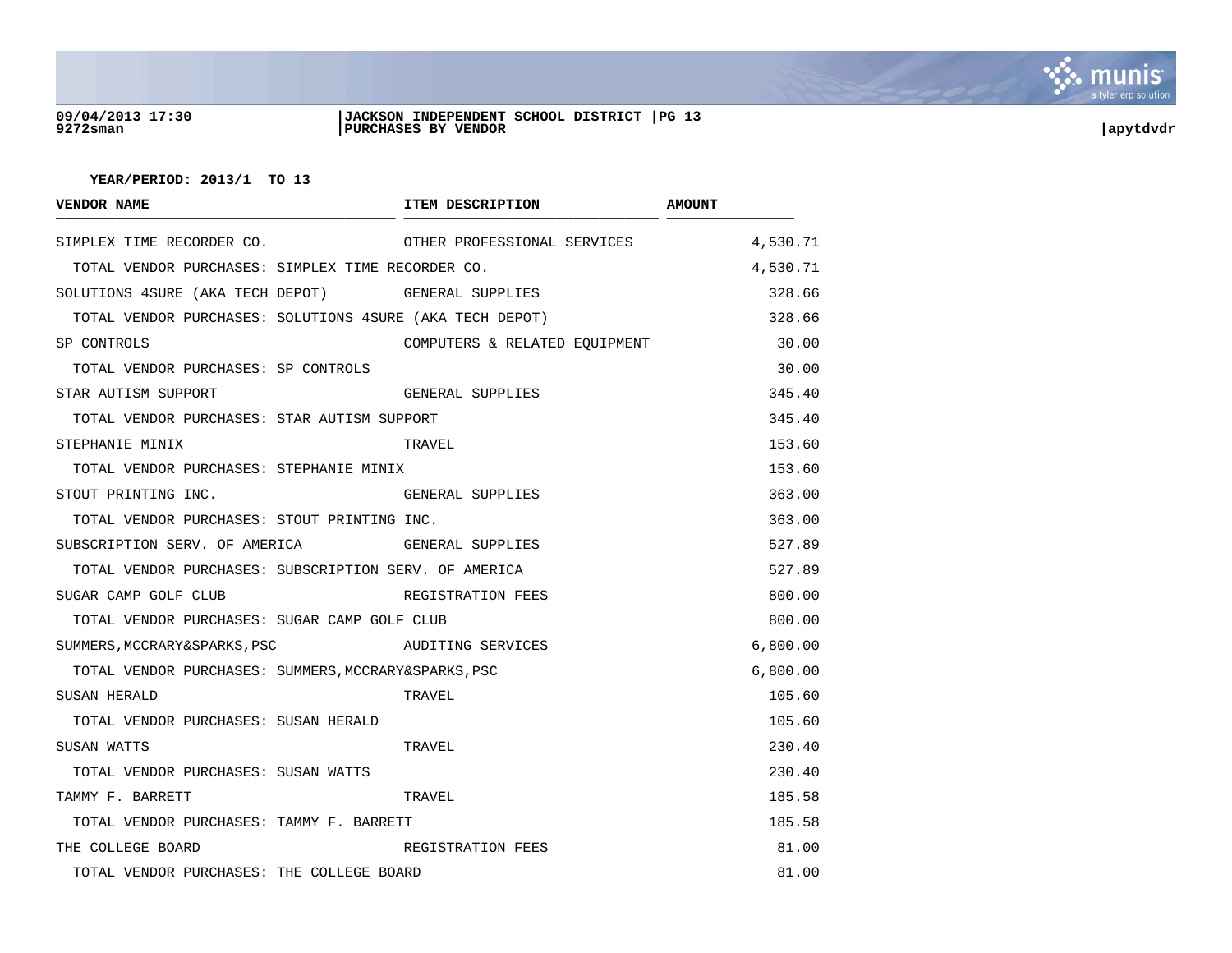YEAR/PERIOD: 2013/1 TO 13

| VENDOR NAME | ITEM DESCRIPTION | AMOUNT |
|---|---|---|
| SIMPLEX TIME RECORDER CO. | OTHER PROFESSIONAL SERVICES | 4,530.71 |
| TOTAL VENDOR PURCHASES: SIMPLEX TIME RECORDER CO. | | 4,530.71 |
| SOLUTIONS 4SURE (AKA TECH DEPOT) | GENERAL SUPPLIES | 328.66 |
| TOTAL VENDOR PURCHASES: SOLUTIONS 4SURE (AKA TECH DEPOT) | | 328.66 |
| SP CONTROLS | COMPUTERS & RELATED EQUIPMENT | 30.00 |
| TOTAL VENDOR PURCHASES: SP CONTROLS | | 30.00 |
| STAR AUTISM SUPPORT | GENERAL SUPPLIES | 345.40 |
| TOTAL VENDOR PURCHASES: STAR AUTISM SUPPORT | | 345.40 |
| STEPHANIE MINIX | TRAVEL | 153.60 |
| TOTAL VENDOR PURCHASES: STEPHANIE MINIX | | 153.60 |
| STOUT PRINTING INC. | GENERAL SUPPLIES | 363.00 |
| TOTAL VENDOR PURCHASES: STOUT PRINTING INC. | | 363.00 |
| SUBSCRIPTION SERV. OF AMERICA | GENERAL SUPPLIES | 527.89 |
| TOTAL VENDOR PURCHASES: SUBSCRIPTION SERV. OF AMERICA | | 527.89 |
| SUGAR CAMP GOLF CLUB | REGISTRATION FEES | 800.00 |
| TOTAL VENDOR PURCHASES: SUGAR CAMP GOLF CLUB | | 800.00 |
| SUMMERS,MCCRARY&SPARKS,PSC | AUDITING SERVICES | 6,800.00 |
| TOTAL VENDOR PURCHASES: SUMMERS,MCCRARY&SPARKS,PSC | | 6,800.00 |
| SUSAN HERALD | TRAVEL | 105.60 |
| TOTAL VENDOR PURCHASES: SUSAN HERALD | | 105.60 |
| SUSAN WATTS | TRAVEL | 230.40 |
| TOTAL VENDOR PURCHASES: SUSAN WATTS | | 230.40 |
| TAMMY F. BARRETT | TRAVEL | 185.58 |
| TOTAL VENDOR PURCHASES: TAMMY F. BARRETT | | 185.58 |
| THE COLLEGE BOARD | REGISTRATION FEES | 81.00 |
| TOTAL VENDOR PURCHASES: THE COLLEGE BOARD | | 81.00 |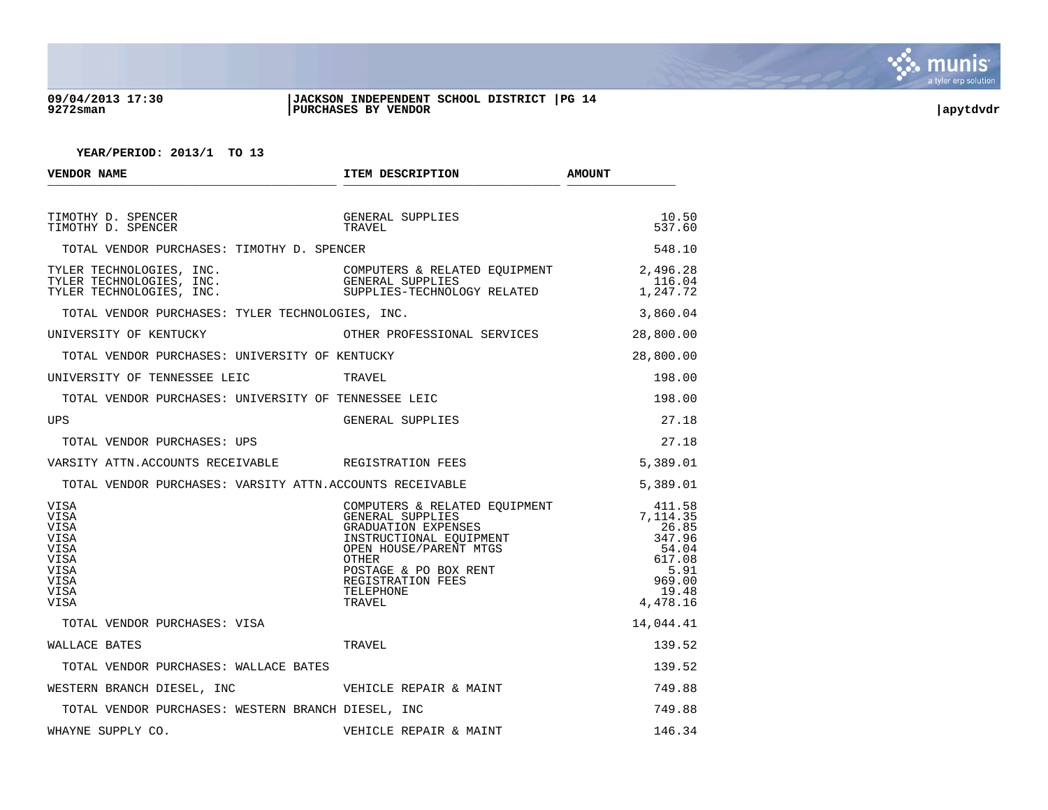09/04/2013 17:30
9272sman

JACKSON INDEPENDENT SCHOOL DISTRICT
PURCHASES BY VENDOR

apytdvdr

**YEAR/PERIOD: 2013/1 TO 13**

| VENDOR NAME | ITEM DESCRIPTION | AMOUNT |
|---|---|---|
| TIMOTHY D. SPENCER | GENERAL SUPPLIES | 10.50 |
| TIMOTHY D. SPENCER | TRAVEL | 537.60 |
| TOTAL VENDOR PURCHASES: TIMOTHY D. SPENCER | | 548.10 |
| TYLER TECHNOLOGIES, INC. | COMPUTERS & RELATED EQUIPMENT | 2,496.28 |
| TYLER TECHNOLOGIES, INC. | GENERAL SUPPLIES | 116.04 |
| TYLER TECHNOLOGIES, INC. | SUPPLIES-TECHNOLOGY RELATED | 1,247.72 |
| TOTAL VENDOR PURCHASES: TYLER TECHNOLOGIES, INC. | | 3,860.04 |
| UNIVERSITY OF KENTUCKY | OTHER PROFESSIONAL SERVICES | 28,800.00 |
| TOTAL VENDOR PURCHASES: UNIVERSITY OF KENTUCKY | | 28,800.00 |
| UNIVERSITY OF TENNESSEE LEIC | TRAVEL | 198.00 |
| TOTAL VENDOR PURCHASES: UNIVERSITY OF TENNESSEE LEIC | | 198.00 |
| UPS | GENERAL SUPPLIES | 27.18 |
| TOTAL VENDOR PURCHASES: UPS | | 27.18 |
| VARSITY ATTN.ACCOUNTS RECEIVABLE | REGISTRATION FEES | 5,389.01 |
| TOTAL VENDOR PURCHASES: VARSITY ATTN.ACCOUNTS RECEIVABLE | | 5,389.01 |
| VISA | COMPUTERS & RELATED EQUIPMENT | 411.58 |
| VISA | GENERAL SUPPLIES | 7,114.35 |
| VISA | GRADUATION EXPENSES | 26.85 |
| VISA | INSTRUCTIONAL EQUIPMENT | 347.96 |
| VISA | OPEN HOUSE/PARENT MTGS | 54.04 |
| VISA | OTHER | 617.08 |
| VISA | POSTAGE & PO BOX RENT | 5.91 |
| VISA | REGISTRATION FEES | 969.00 |
| VISA | TELEPHONE | 19.48 |
| VISA | TRAVEL | 4,478.16 |
| TOTAL VENDOR PURCHASES: VISA | | 14,044.41 |
| WALLACE BATES | TRAVEL | 139.52 |
| TOTAL VENDOR PURCHASES: WALLACE BATES | | 139.52 |
| WESTERN BRANCH DIESEL, INC | VEHICLE REPAIR & MAINT | 749.88 |
| TOTAL VENDOR PURCHASES: WESTERN BRANCH DIESEL, INC | | 749.88 |
| WHAYNE SUPPLY CO. | VEHICLE REPAIR & MAINT | 146.34 |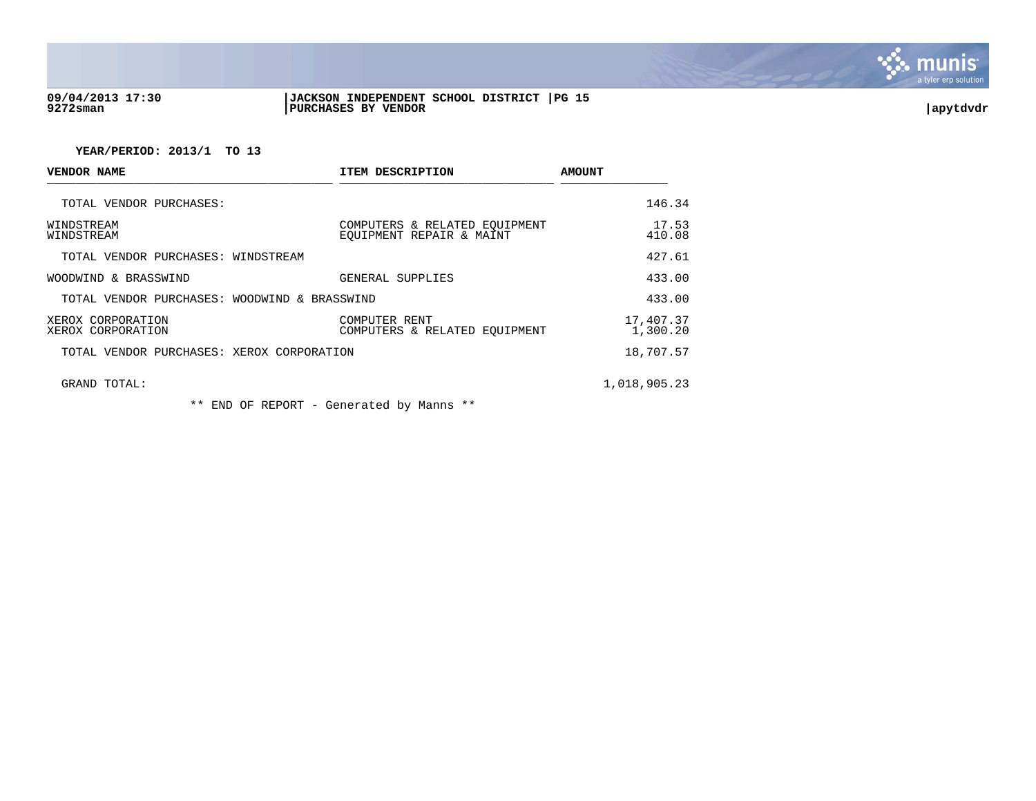09/04/2013 17:30
9272sman

**JACKSON INDEPENDENT SCHOOL DISTRICT**
**PURCHASES BY VENDOR**

apytdvdr

**YEAR/PERIOD: 2013/1 TO 13**

| VENDOR NAME | ITEM DESCRIPTION | AMOUNT |
|---|---|---|
| TOTAL VENDOR PURCHASES: | | 146.34 |
| WINDSTREAM | COMPUTERS & RELATED EQUIPMENT | 17.53 |
| WINDSTREAM | EQUIPMENT REPAIR & MAINT | 410.08 |
| TOTAL VENDOR PURCHASES: WINDSTREAM | | 427.61 |
| WOODWIND & BRASSWIND | GENERAL SUPPLIES | 433.00 |
| TOTAL VENDOR PURCHASES: WOODWIND & BRASSWIND | | 433.00 |
| XEROX CORPORATION | COMPUTER RENT | 17,407.37 |
| XEROX CORPORATION | COMPUTERS & RELATED EQUIPMENT | 1,300.20 |
| TOTAL VENDOR PURCHASES: XEROX CORPORATION | | 18,707.57 |
| GRAND TOTAL: | | 1,018,905.23 |

** END OF REPORT - Generated by Manns **